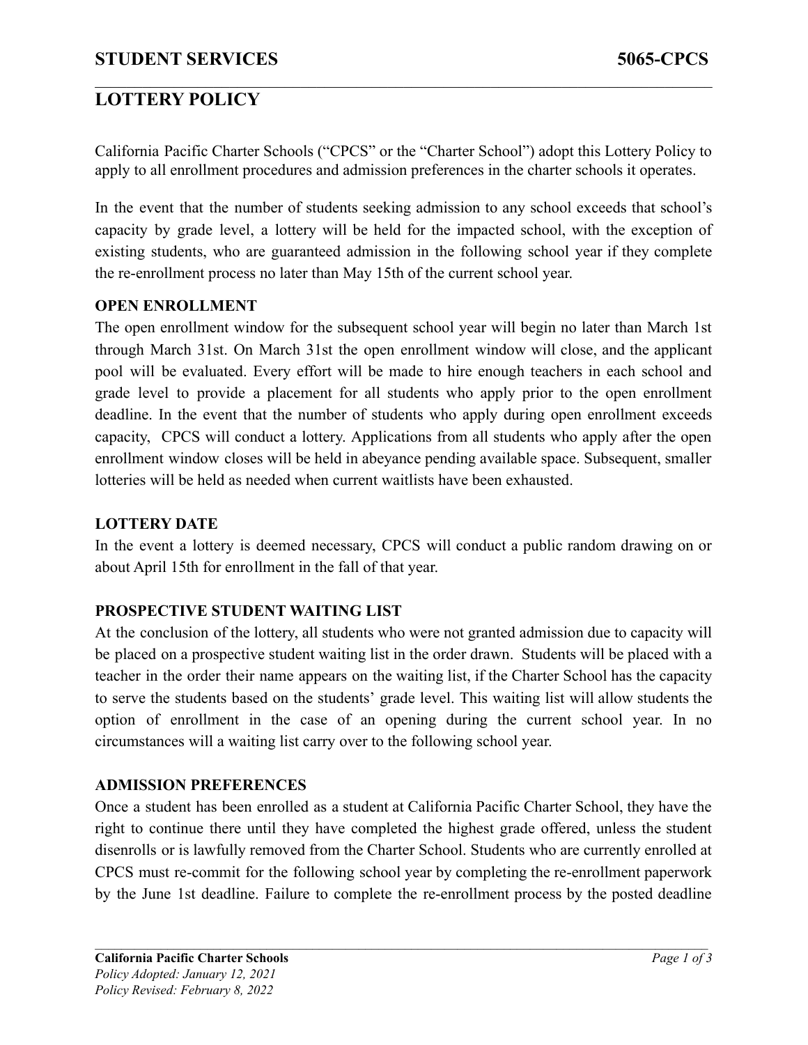# LOTTERY POLICY

California Pacific Charter Schools ("CPCS" or the "Charter School") adopt this Lottery Policy to apply to all enrollment procedures and admission preferences in the charter schools it operates.

In the event that the number of students seeking admission to any school exceeds that school's capacity by grade level, a lottery will be held for the impacted school, with the exception of existing students, who are guaranteed admission in the following school year if they complete the re-enrollment process no later than May 15th of the current school year.

## OPEN ENROLLMENT

The open enrollment window for the subsequent school year will begin no later than March 1st through March 31st. On March 31st the open enrollment window will close, and the applicant pool will be evaluated. Every effort will be made to hire enough teachers in each school and grade level to provide a placement for all students who apply prior to the open enrollment deadline. In the event that the number of students who apply during open enrollment exceeds capacity, CPCS will conduct a lottery. Applications from all students who apply after the open enrollment window closes will be held in abeyance pending available space. Subsequent, smaller lotteries will be held as needed when current waitlists have been exhausted.

## LOTTERY DATE

In the event a lottery is deemed necessary, CPCS will conduct a public random drawing on or about April 15th for enrollment in the fall of that year.

## PROSPECTIVE STUDENT WAITING LIST

At the conclusion of the lottery, all students who were not granted admission due to capacity will be placed on a prospective student waiting list in the order drawn. Students will be placed with a teacher in the order their name appears on the waiting list, if the Charter School has the capacity to serve the students based on the students' grade level. This waiting list will allow students the option of enrollment in the case of an opening during the current school year. In no circumstances will a waiting list carry over to the following school year.

## ADMISSION PREFERENCES

Once a student has been enrolled as a student at California Pacific Charter School, they have the right to continue there until they have completed the highest grade offered, unless the student disenrolls or is lawfully removed from the Charter School. Students who are currently enrolled at CPCS must re-commit for the following school year by completing the re-enrollment paperwork by the June 1st deadline. Failure to complete the re-enrollment process by the posted deadline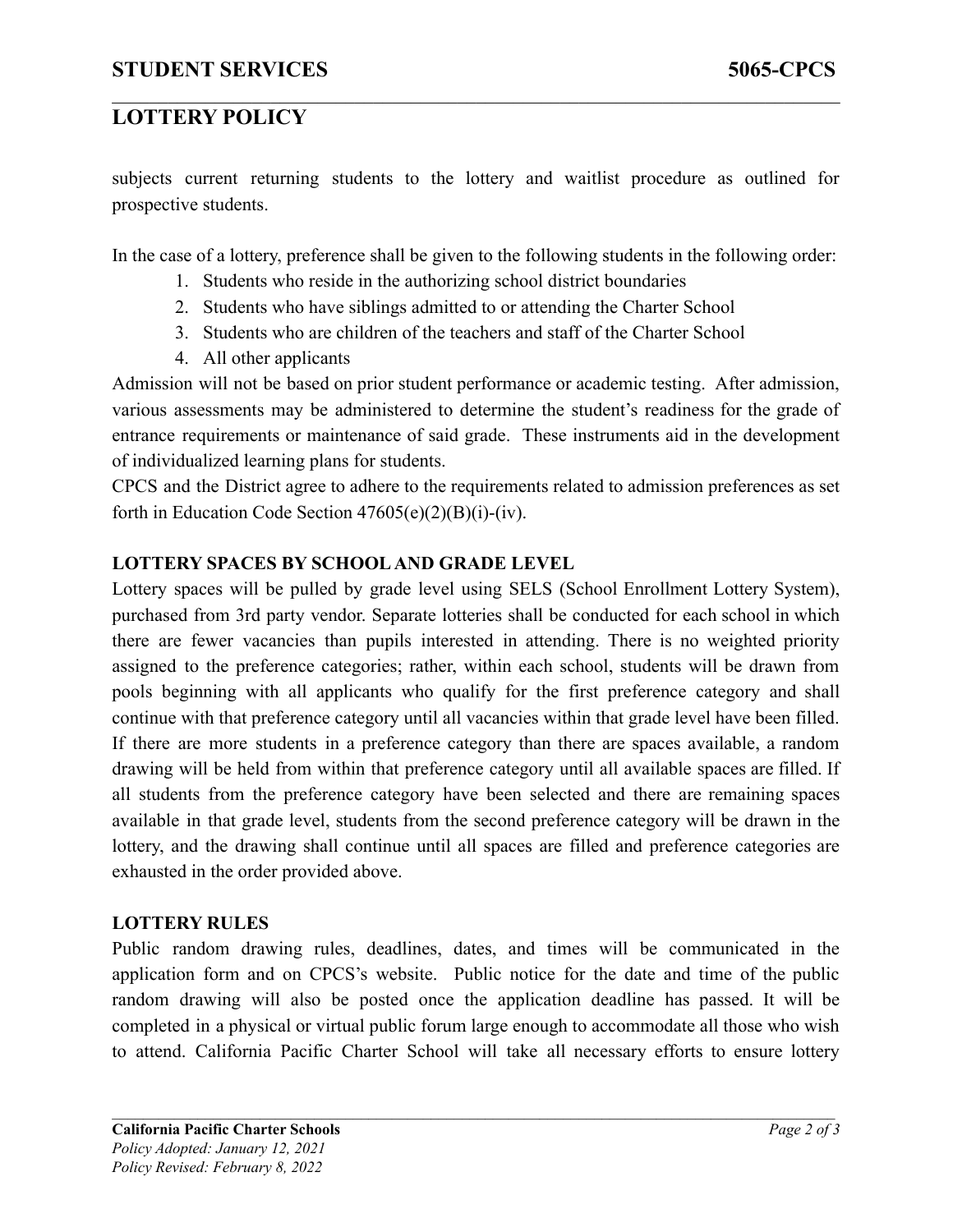subjects current returning students to the lottery and waitlist procedure as outlined for prospective students.

In the case of a lottery, preference shall be given to the following students in the following order:

1. Students who reside in the authorizing school district boundaries
2. Students who have siblings admitted to or attending the Charter School
3. Students who are children of the teachers and staff of the Charter School
4. All other applicants

Admission will not be based on prior student performance or academic testing. After admission, various assessments may be administered to determine the student's readiness for the grade of entrance requirements or maintenance of said grade. These instruments aid in the development of individualized learning plans for students.

CPCS and the District agree to adhere to the requirements related to admission preferences as set forth in Education Code Section 47605(e)(2)(B)(i)-(iv).

**LOTTERY SPACES BY SCHOOL AND GRADE LEVEL**

Lottery spaces will be pulled by grade level using SELS (School Enrollment Lottery System), purchased from 3rd party vendor. Separate lotteries shall be conducted for each school in which there are fewer vacancies than pupils interested in attending. There is no weighted priority assigned to the preference categories; rather, within each school, students will be drawn from pools beginning with all applicants who qualify for the first preference category and shall continue with that preference category until all vacancies within that grade level have been filled. If there are more students in a preference category than there are spaces available, a random drawing will be held from within that preference category until all available spaces are filled. If all students from the preference category have been selected and there are remaining spaces available in that grade level, students from the second preference category will be drawn in the lottery, and the drawing shall continue until all spaces are filled and preference categories are exhausted in the order provided above.

**LOTTERY RULES**

Public random drawing rules, deadlines, dates, and times will be communicated in the application form and on CPCS's website. Public notice for the date and time of the public random drawing will also be posted once the application deadline has passed. It will be completed in a physical or virtual public forum large enough to accommodate all those who wish to attend. California Pacific Charter School will take all necessary efforts to ensure lottery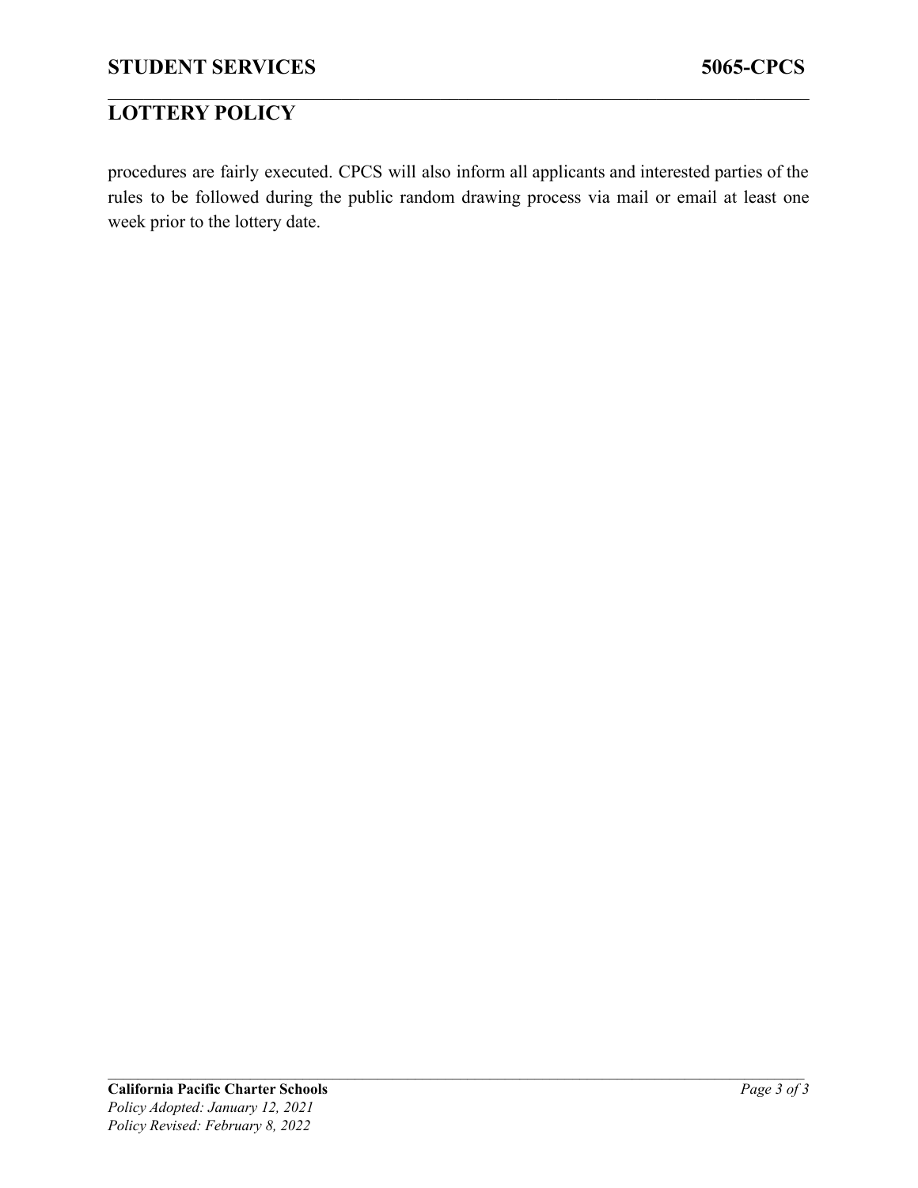procedures are fairly executed. CPCS will also inform all applicants and interested parties of the rules to be followed during the public random drawing process via mail or email at least one week prior to the lottery date.